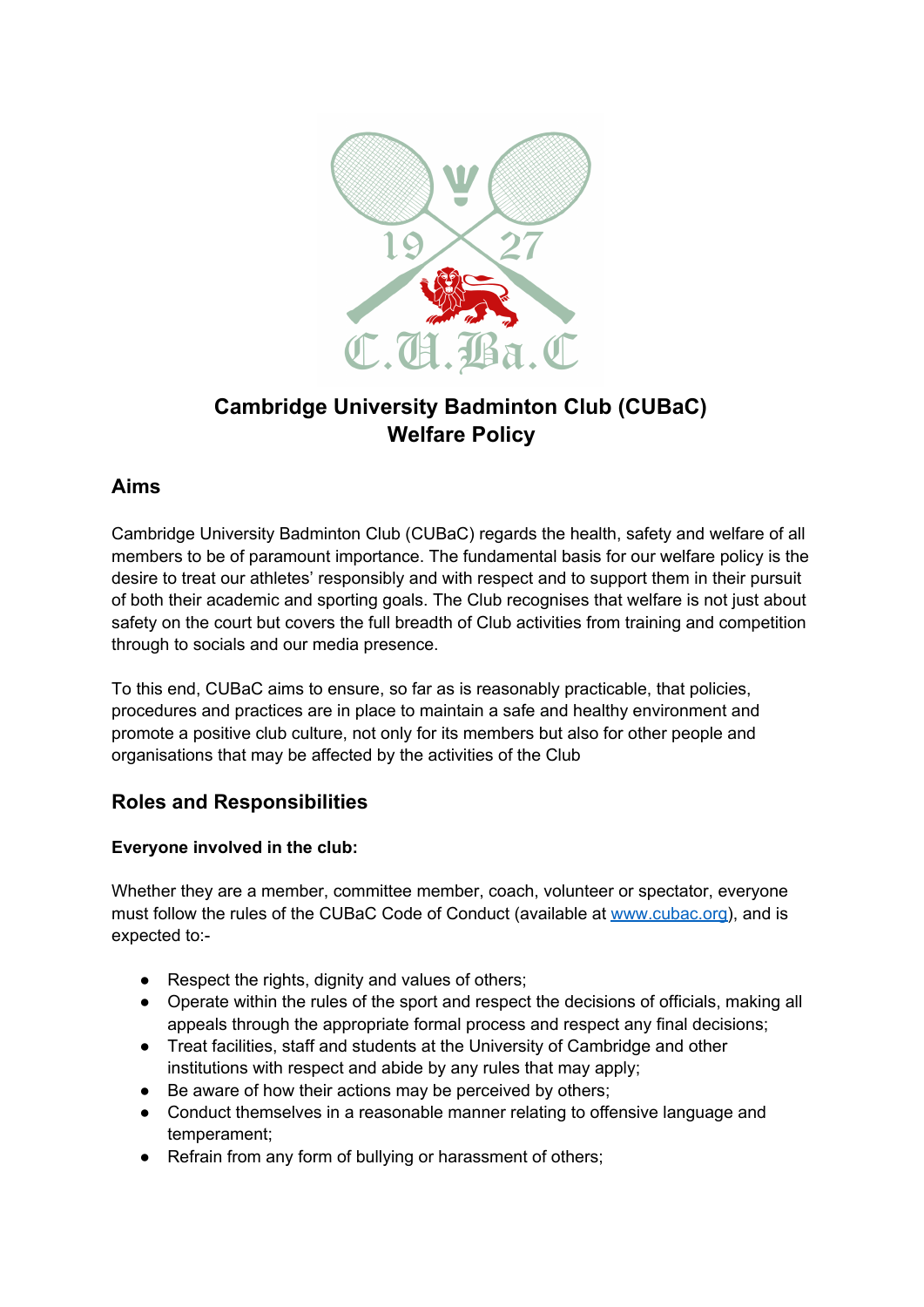# Cambridge University Badminton Club (CUBaC) Welfare Policy

## Aims

Cambridge University Badminton Club (CUBaC) regards the health, safety and welfare of all members to be of paramount importance. The fundamental basis for our welfare policy is the desire to treat our athletes' responsibly and with respect and to support them in their pursuit of both their academic and sporting goals. The Club recognises that welfare is not just about safety on the court but covers the full breadth of Club activities from training and competition through to socials and our media presence.

To this end, CUBaC aims to ensure, so far as is reasonably practicable, that policies, procedures and practices are in place to maintain a safe and healthy environment and promote a positive club culture, not only for its members but also for other people and organisations that may be affected by the activities of the Club

## Roles and Responsibilities

**Everyone involved in the club:**

Whether they are a member, committee member, coach, volunteer or spectator, everyone must follow the rules of the CUBaC Code of Conduct (available at [www.cubac.org](www.cubac.org)), and is expected to:-

- Respect the rights, dignity and values of others;
- Operate within the rules of the sport and respect the decisions of officials, making all appeals through the appropriate formal process and respect any final decisions;
- Treat facilities, staff and students at the University of Cambridge and other institutions with respect and abide by any rules that may apply;
- Be aware of how their actions may be perceived by others;
- Conduct themselves in a reasonable manner relating to offensive language and temperament;
- Refrain from any form of bullying or harassment of others;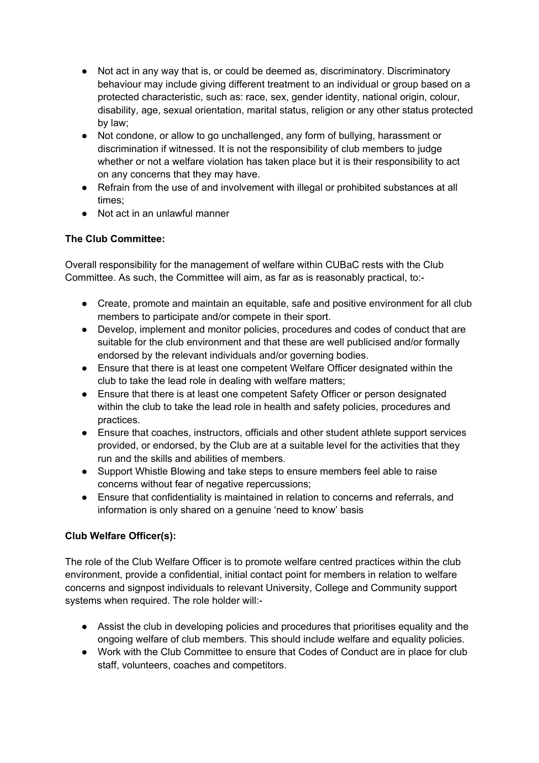- Not act in any way that is, or could be deemed as, discriminatory. Discriminatory behaviour may include giving different treatment to an individual or group based on a protected characteristic, such as: race, sex, gender identity, national origin, colour, disability, age, sexual orientation, marital status, religion or any other status protected by law;
- Not condone, or allow to go unchallenged, any form of bullying, harassment or discrimination if witnessed. It is not the responsibility of club members to judge whether or not a welfare violation has taken place but it is their responsibility to act on any concerns that they may have.
- Refrain from the use of and involvement with illegal or prohibited substances at all times;
- Not act in an unlawful manner

**The Club Committee:**

Overall responsibility for the management of welfare within CUBaC rests with the Club Committee. As such, the Committee will aim, as far as is reasonably practical, to:-

- Create, promote and maintain an equitable, safe and positive environment for all club members to participate and/or compete in their sport.
- Develop, implement and monitor policies, procedures and codes of conduct that are suitable for the club environment and that these are well publicised and/or formally endorsed by the relevant individuals and/or governing bodies.
- Ensure that there is at least one competent Welfare Officer designated within the club to take the lead role in dealing with welfare matters;
- Ensure that there is at least one competent Safety Officer or person designated within the club to take the lead role in health and safety policies, procedures and practices.
- Ensure that coaches, instructors, officials and other student athlete support services provided, or endorsed, by the Club are at a suitable level for the activities that they run and the skills and abilities of members.
- Support Whistle Blowing and take steps to ensure members feel able to raise concerns without fear of negative repercussions;
- Ensure that confidentiality is maintained in relation to concerns and referrals, and information is only shared on a genuine 'need to know' basis

**Club Welfare Officer(s):**

The role of the Club Welfare Officer is to promote welfare centred practices within the club environment, provide a confidential, initial contact point for members in relation to welfare concerns and signpost individuals to relevant University, College and Community support systems when required. The role holder will:-

- Assist the club in developing policies and procedures that prioritises equality and the ongoing welfare of club members. This should include welfare and equality policies.
- Work with the Club Committee to ensure that Codes of Conduct are in place for club staff, volunteers, coaches and competitors.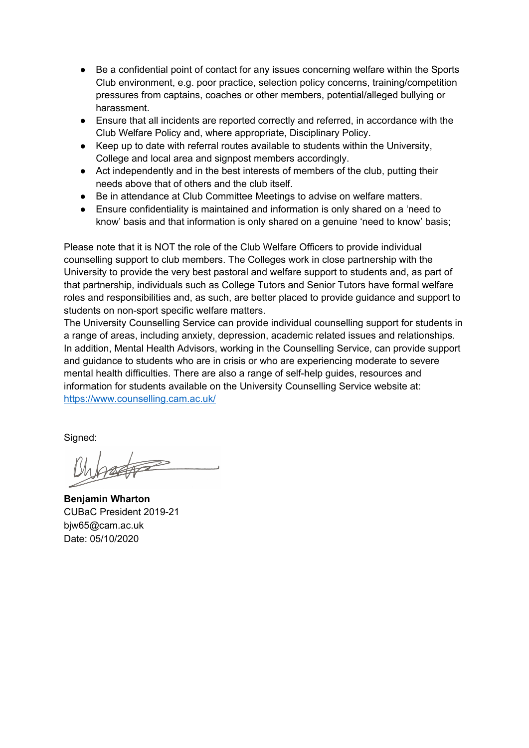- Be a confidential point of contact for any issues concerning welfare within the Sports Club environment, e.g. poor practice, selection policy concerns, training/competition pressures from captains, coaches or other members, potential/alleged bullying or harassment.
- Ensure that all incidents are reported correctly and referred, in accordance with the Club Welfare Policy and, where appropriate, Disciplinary Policy.
- Keep up to date with referral routes available to students within the University, College and local area and signpost members accordingly.
- Act independently and in the best interests of members of the club, putting their needs above that of others and the club itself.
- Be in attendance at Club Committee Meetings to advise on welfare matters.
- Ensure confidentiality is maintained and information is only shared on a 'need to know' basis and that information is only shared on a genuine 'need to know' basis;

Please note that it is NOT the role of the Club Welfare Officers to provide individual counselling support to club members. The Colleges work in close partnership with the University to provide the very best pastoral and welfare support to students and, as part of that partnership, individuals such as College Tutors and Senior Tutors have formal welfare roles and responsibilities and, as such, are better placed to provide guidance and support to students on non-sport specific welfare matters.
The University Counselling Service can provide individual counselling support for students in a range of areas, including anxiety, depression, academic related issues and relationships. In addition, Mental Health Advisors, working in the Counselling Service, can provide support and guidance to students who are in crisis or who are experiencing moderate to severe mental health difficulties. There are also a range of self-help guides, resources and information for students available on the University Counselling Service website at: [https://www.counselling.cam.ac.uk/](https://www.counselling.cam.ac.uk/)

Signed:

**Benjamin Wharton**
CUBaC President 2019-21
bjw65@cam.ac.uk
Date: 05/10/2020